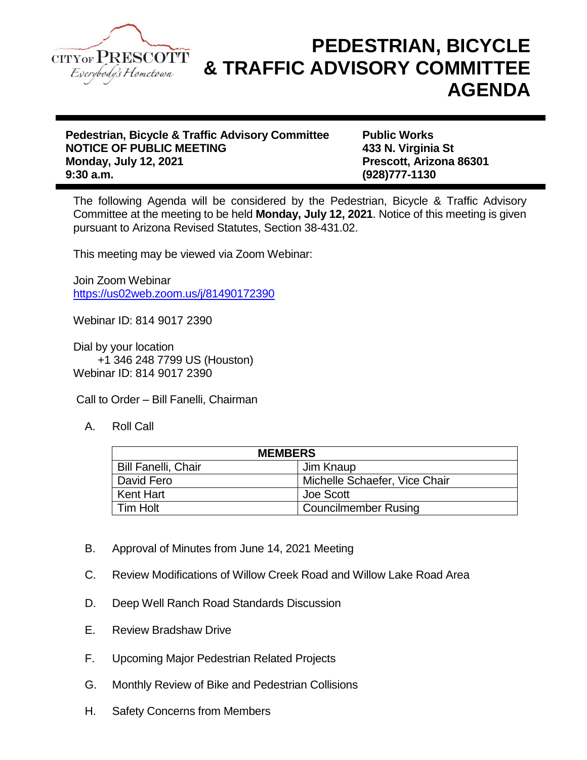CITY OF PRESCOTT
*Everybody's Hometown*

# PEDESTRIAN, BICYCLE & TRAFFIC ADVISORY COMMITTEE AGENDA

**Pedestrian, Bicycle & Traffic Advisory Committee**
**NOTICE OF PUBLIC MEETING**
**Monday, July 12, 2021**
**9:30 a.m.**

**Public Works**
**433 N. Virginia St**
**Prescott, Arizona 86301**
**(928)777-1130**

The following Agenda will be considered by the Pedestrian, Bicycle & Traffic Advisory Committee at the meeting to be held **Monday, July 12, 2021**. Notice of this meeting is given pursuant to Arizona Revised Statutes, Section 38-431.02.

This meeting may be viewed via Zoom Webinar:

Join Zoom Webinar
https://us02web.zoom.us/j/81490172390

Webinar ID: 814 9017 2390

Dial by your location
+1 346 248 7799 US (Houston)
Webinar ID: 814 9017 2390

Call to Order – Bill Fanelli, Chairman

A. Roll Call

| MEMBERS | |
|---|---|
| Bill Fanelli, Chair | Jim Knaup |
| David Fero | Michelle Schaefer, Vice Chair |
| Kent Hart | Joe Scott |
| Tim Holt | Councilmember Rusing |

B. Approval of Minutes from June 14, 2021 Meeting

C. Review Modifications of Willow Creek Road and Willow Lake Road Area

D. Deep Well Ranch Road Standards Discussion

E. Review Bradshaw Drive

F. Upcoming Major Pedestrian Related Projects

G. Monthly Review of Bike and Pedestrian Collisions

H. Safety Concerns from Members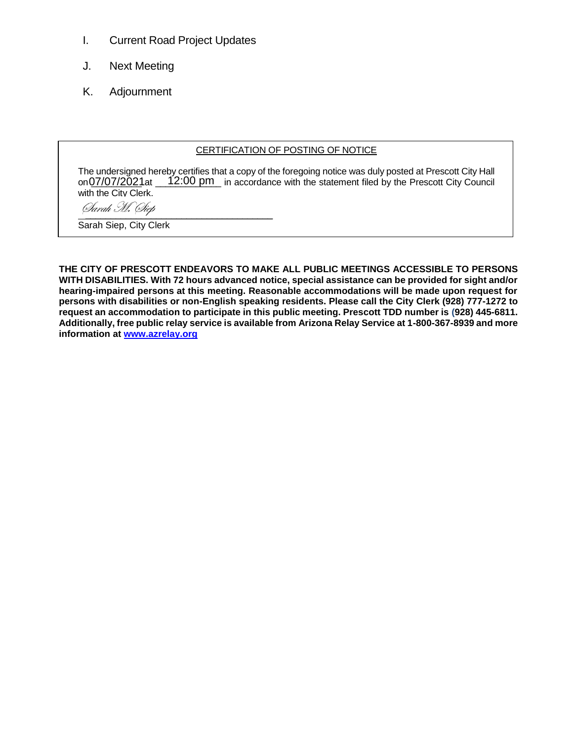I. Current Road Project Updates

J. Next Meeting

K. Adjournment

CERTIFICATION OF POSTING OF NOTICE

The undersigned hereby certifies that a copy of the foregoing notice was duly posted at Prescott City Hall on 07/07/2021 at 12:00 pm in accordance with the statement filed by the Prescott City Council with the City Clerk.

*Sarah M. Siep*

Sarah Siep, City Clerk

**THE CITY OF PRESCOTT ENDEAVORS TO MAKE ALL PUBLIC MEETINGS ACCESSIBLE TO PERSONS WITH DISABILITIES. With 72 hours advanced notice, special assistance can be provided for sight and/or hearing-impaired persons at this meeting. Reasonable accommodations will be made upon request for persons with disabilities or non-English speaking residents. Please call the City Clerk (928) 777-1272 to request an accommodation to participate in this public meeting. Prescott TDD number is (928) 445-6811. Additionally, free public relay service is available from Arizona Relay Service at 1-800-367-8939 and more information at [www.azrelay.org](http://www.azrelay.org)**